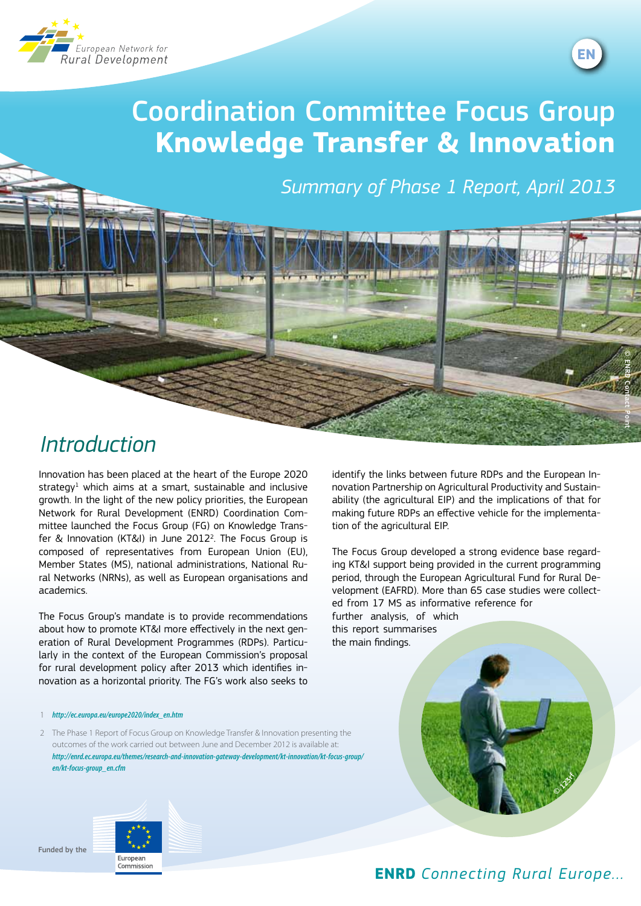# Coordination Committee Focus Group **Knowledge Transfer & Innovation**

*Summary of Phase 1 Report, April 2013*

## *Introduction*

Innovation has been placed at the heart of the Europe 2020 strategy[1] which aims at a smart, sustainable and inclusive growth. In the light of the new policy priorities, the European Network for Rural Development (ENRD) Coordination Committee launched the Focus Group (FG) on Knowledge Transfer & Innovation (KT&I) in June 2012[2]. The Focus Group is composed of representatives from European Union (EU), Member States (MS), national administrations, National Rural Networks (NRNs), as well as European organisations and academics.

The Focus Group's mandate is to provide recommendations about how to promote KT&I more effectively in the next generation of Rural Development Programmes (RDPs). Particularly in the context of the European Commission's proposal for rural development policy after 2013 which identifies innovation as a horizontal priority. The FG's work also seeks to identify the links between future RDPs and the European Innovation Partnership on Agricultural Productivity and Sustainability (the agricultural EIP) and the implications of that for making future RDPs an effective vehicle for the implementation of the agricultural EIP.

The Focus Group developed a strong evidence base regarding KT&I support being provided in the current programming period, through the European Agricultural Fund for Rural Development (EAFRD). More than 65 case studies were collected from 17 MS as informative reference for further analysis, of which this report summarises the main findings.

1 *http://ec.europa.eu/europe2020/index_en.htm*

2 The Phase 1 Report of Focus Group on Knowledge Transfer & Innovation presenting the outcomes of the work carried out between June and December 2012 is available at: *http://enrd.ec.europa.eu/themes/research-and-innovation-gateway-development/kt-innovation/kt-focus-group/en/kt-focus-group_en.cfm*

Funded by the European Commission

**ENRD** *Connecting Rural Europe…*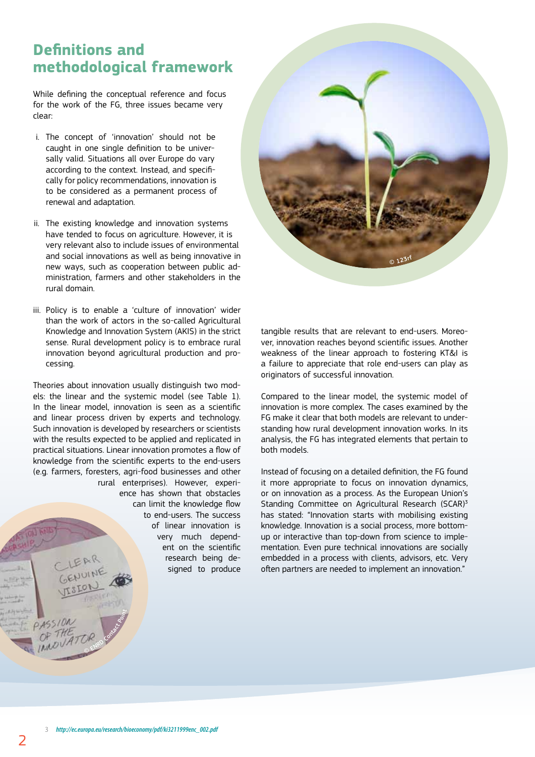## Definitions and methodological framework

While defining the conceptual reference and focus for the work of the FG, three issues became very clear:

i. The concept of 'innovation' should not be caught in one single definition to be universally valid. Situations all over Europe do vary according to the context. Instead, and specifically for policy recommendations, innovation is to be considered as a permanent process of renewal and adaptation.

ii. The existing knowledge and innovation systems have tended to focus on agriculture. However, it is very relevant also to include issues of environmental and social innovations as well as being innovative in new ways, such as cooperation between public administration, farmers and other stakeholders in the rural domain.

iii. Policy is to enable a 'culture of innovation' wider than the work of actors in the so-called Agricultural Knowledge and Innovation System (AKIS) in the strict sense. Rural development policy is to embrace rural innovation beyond agricultural production and processing.

Theories about innovation usually distinguish two models: the linear and the systemic model (see Table 1). In the linear model, innovation is seen as a scientific and linear process driven by experts and technology. Such innovation is developed by researchers or scientists with the results expected to be applied and replicated in practical situations. Linear innovation promotes a flow of knowledge from the scientific experts to the end-users (e.g. farmers, foresters, agri-food businesses and other rural enterprises). However, experience has shown that obstacles can limit the knowledge flow to end-users. The success of linear innovation is very much dependent on the scientific research being designed to produce tangible results that are relevant to end-users. Moreover, innovation reaches beyond scientific issues. Another weakness of the linear approach to fostering KT&I is a failure to appreciate that role end-users can play as originators of successful innovation.

Compared to the linear model, the systemic model of innovation is more complex. The cases examined by the FG make it clear that both models are relevant to understanding how rural development innovation works. In its analysis, the FG has integrated elements that pertain to both models.

Instead of focusing on a detailed definition, the FG found it more appropriate to focus on innovation dynamics, or on innovation as a process. As the European Union's Standing Committee on Agricultural Research (SCAR)[3] has stated: "Innovation starts with mobilising existing knowledge. Innovation is a social process, more bottom-up or interactive than top-down from science to implementation. Even pure technical innovations are socially embedded in a process with clients, advisors, etc. Very often partners are needed to implement an innovation."

[3] *http://ec.europa.eu/research/bioeconomy/pdf/ki3211999enc_002.pdf*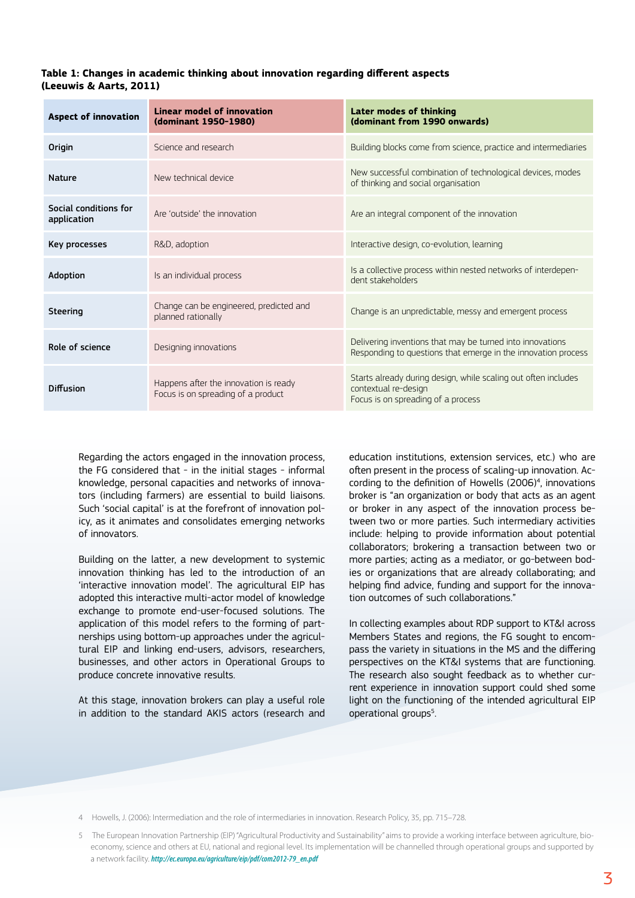**Table 1: Changes in academic thinking about innovation regarding different aspects (Leeuwis & Aarts, 2011)**

| Aspect of innovation | Linear model of innovation (dominant 1950-1980) | Later modes of thinking (dominant from 1990 onwards) |
|---|---|---|
| Origin | Science and research | Building blocks come from science, practice and intermediaries |
| Nature | New technical device | New successful combination of technological devices, modes of thinking and social organisation |
| Social conditions for application | Are 'outside' the innovation | Are an integral component of the innovation |
| Key processes | R&D, adoption | Interactive design, co-evolution, learning |
| Adoption | Is an individual process | Is a collective process within nested networks of interdependent stakeholders |
| Steering | Change can be engineered, predicted and planned rationally | Change is an unpredictable, messy and emergent process |
| Role of science | Designing innovations | Delivering inventions that may be turned into innovations<br>Responding to questions that emerge in the innovation process |
| Diffusion | Happens after the innovation is ready<br>Focus is on spreading of a product | Starts already during design, while scaling out often includes contextual re-design<br>Focus is on spreading of a process |

Regarding the actors engaged in the innovation process, the FG considered that - in the initial stages - informal knowledge, personal capacities and networks of innovators (including farmers) are essential to build liaisons. Such 'social capital' is at the forefront of innovation policy, as it animates and consolidates emerging networks of innovators.

Building on the latter, a new development to systemic innovation thinking has led to the introduction of an 'interactive innovation model'. The agricultural EIP has adopted this interactive multi-actor model of knowledge exchange to promote end-user-focused solutions. The application of this model refers to the forming of partnerships using bottom-up approaches under the agricultural EIP and linking end-users, advisors, researchers, businesses, and other actors in Operational Groups to produce concrete innovative results.

At this stage, innovation brokers can play a useful role in addition to the standard AKIS actors (research and education institutions, extension services, etc.) who are often present in the process of scaling-up innovation. According to the definition of Howells (2006)[4], innovations broker is "an organization or body that acts as an agent or broker in any aspect of the innovation process between two or more parties. Such intermediary activities include: helping to provide information about potential collaborators; brokering a transaction between two or more parties; acting as a mediator, or go-between bodies or organizations that are already collaborating; and helping find advice, funding and support for the innovation outcomes of such collaborations."

In collecting examples about RDP support to KT&I across Members States and regions, the FG sought to encompass the variety in situations in the MS and the differing perspectives on the KT&I systems that are functioning. The research also sought feedback as to whether current experience in innovation support could shed some light on the functioning of the intended agricultural EIP operational groups[5].

4 Howells, J. (2006): Intermediation and the role of intermediaries in innovation. Research Policy, 35, pp. 715–728.

5 The European Innovation Partnership (EIP) "Agricultural Productivity and Sustainability" aims to provide a working interface between agriculture, bio-economy, science and others at EU, national and regional level. Its implementation will be channelled through operational groups and supported by a network facility. *http://ec.europa.eu/agriculture/eip/pdf/com2012-79_en.pdf*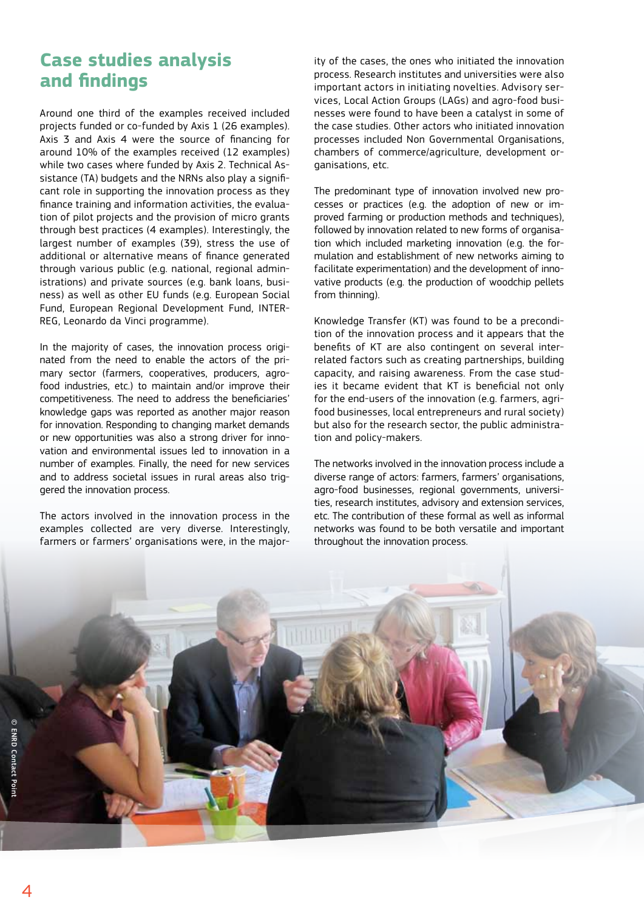## Case studies analysis and findings

Around one third of the examples received included projects funded or co-funded by Axis 1 (26 examples). Axis 3 and Axis 4 were the source of financing for around 10% of the examples received (12 examples) while two cases where funded by Axis 2. Technical Assistance (TA) budgets and the NRNs also play a significant role in supporting the innovation process as they finance training and information activities, the evaluation of pilot projects and the provision of micro grants through best practices (4 examples). Interestingly, the largest number of examples (39), stress the use of additional or alternative means of finance generated through various public (e.g. national, regional administrations) and private sources (e.g. bank loans, business) as well as other EU funds (e.g. European Social Fund, European Regional Development Fund, INTERREG, Leonardo da Vinci programme).

In the majority of cases, the innovation process originated from the need to enable the actors of the primary sector (farmers, cooperatives, producers, agro-food industries, etc.) to maintain and/or improve their competitiveness. The need to address the beneficiaries' knowledge gaps was reported as another major reason for innovation. Responding to changing market demands or new opportunities was also a strong driver for innovation and environmental issues led to innovation in a number of examples. Finally, the need for new services and to address societal issues in rural areas also triggered the innovation process.

The actors involved in the innovation process in the examples collected are very diverse. Interestingly, farmers or farmers' organisations were, in the majority of the cases, the ones who initiated the innovation process. Research institutes and universities were also important actors in initiating novelties. Advisory services, Local Action Groups (LAGs) and agro-food businesses were found to have been a catalyst in some of the case studies. Other actors who initiated innovation processes included Non Governmental Organisations, chambers of commerce/agriculture, development organisations, etc.

The predominant type of innovation involved new processes or practices (e.g. the adoption of new or improved farming or production methods and techniques), followed by innovation related to new forms of organisation which included marketing innovation (e.g. the formulation and establishment of new networks aiming to facilitate experimentation) and the development of innovative products (e.g. the production of woodchip pellets from thinning).

Knowledge Transfer (KT) was found to be a precondition of the innovation process and it appears that the benefits of KT are also contingent on several interrelated factors such as creating partnerships, building capacity, and raising awareness. From the case studies it became evident that KT is beneficial not only for the end-users of the innovation (e.g. farmers, agri-food businesses, local entrepreneurs and rural society) but also for the research sector, the public administration and policy-makers.

The networks involved in the innovation process include a diverse range of actors: farmers, farmers' organisations, agro-food businesses, regional governments, universities, research institutes, advisory and extension services, etc. The contribution of these formal as well as informal networks was found to be both versatile and important throughout the innovation process.

© ENRD Contact Point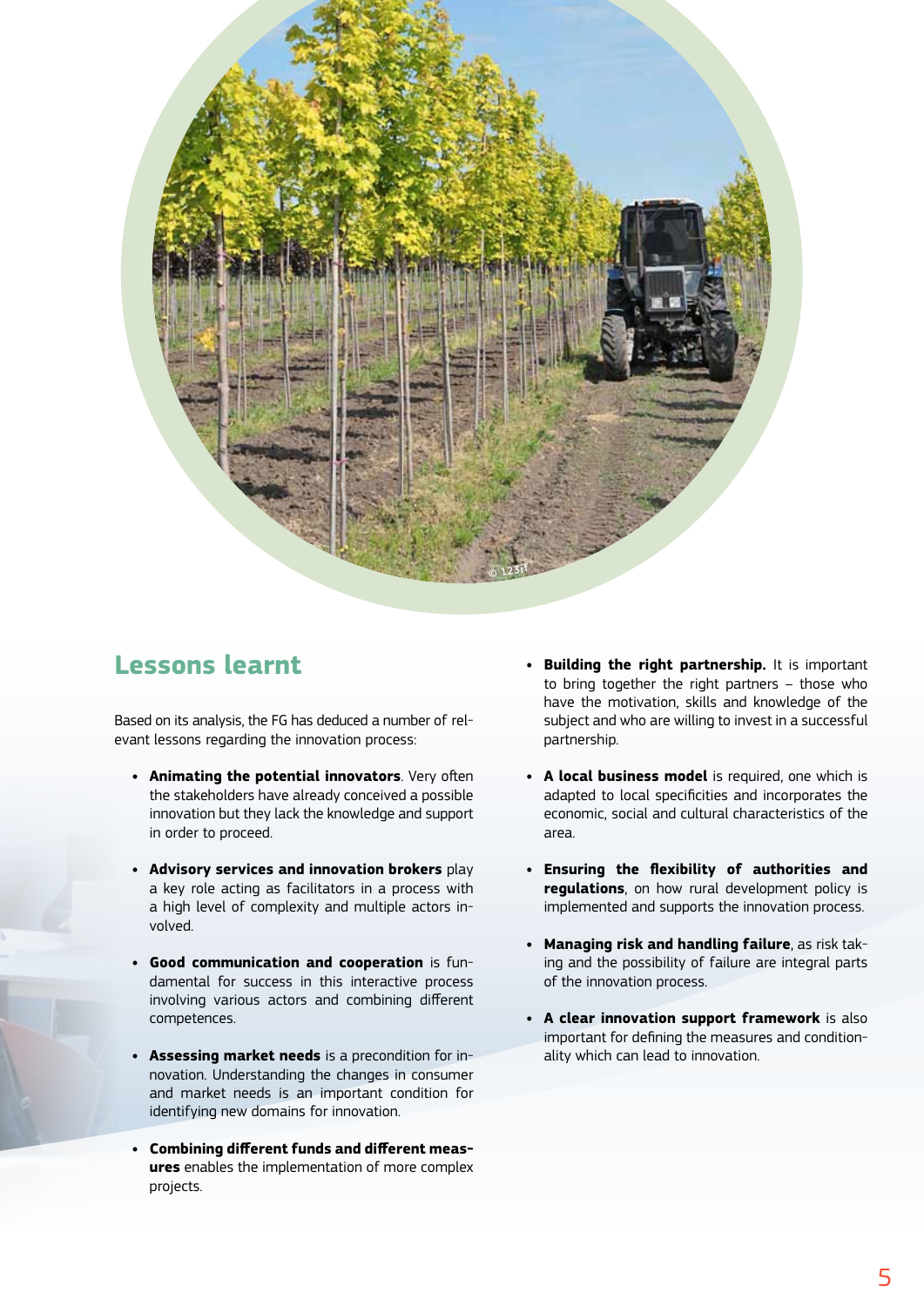## Lessons learnt

Based on its analysis, the FG has deduced a number of relevant lessons regarding the innovation process:

- **Animating the potential innovators**. Very often the stakeholders have already conceived a possible innovation but they lack the knowledge and support in order to proceed.
- **Advisory services and innovation brokers** play a key role acting as facilitators in a process with a high level of complexity and multiple actors involved.
- **Good communication and cooperation** is fundamental for success in this interactive process involving various actors and combining different competences.
- **Assessing market needs** is a precondition for innovation. Understanding the changes in consumer and market needs is an important condition for identifying new domains for innovation.
- **Combining different funds and different measures** enables the implementation of more complex projects.
- **Building the right partnership.** It is important to bring together the right partners – those who have the motivation, skills and knowledge of the subject and who are willing to invest in a successful partnership.
- **A local business model** is required, one which is adapted to local specificities and incorporates the economic, social and cultural characteristics of the area.
- **Ensuring the flexibility of authorities and regulations**, on how rural development policy is implemented and supports the innovation process.
- **Managing risk and handling failure**, as risk taking and the possibility of failure are integral parts of the innovation process.
- **A clear innovation support framework** is also important for defining the measures and conditionality which can lead to innovation.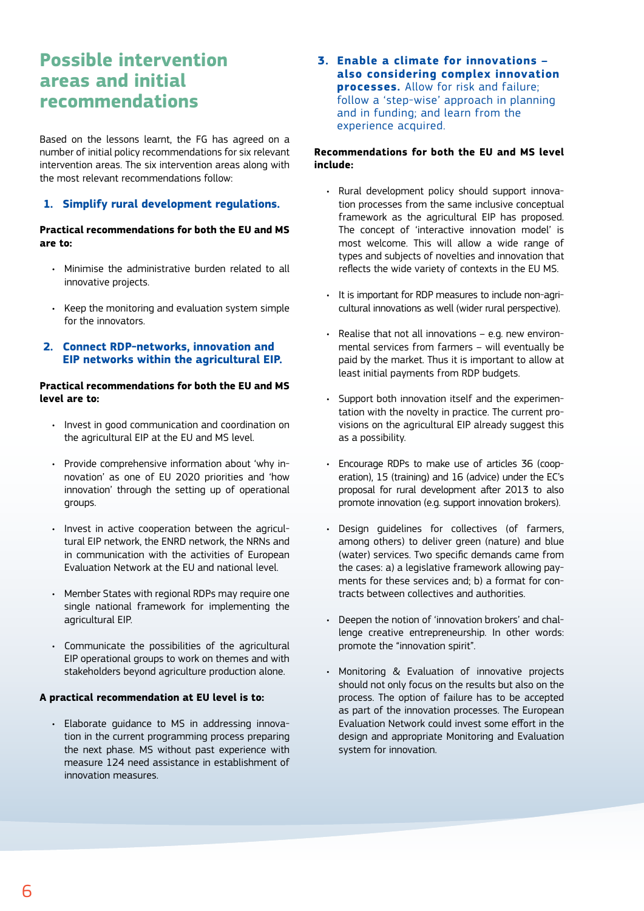# Possible intervention areas and initial recommendations

Based on the lessons learnt, the FG has agreed on a number of initial policy recommendations for six relevant intervention areas. The six intervention areas along with the most relevant recommendations follow:

### 1. Simplify rural development regulations.

**Practical recommendations for both the EU and MS are to:**

- Minimise the administrative burden related to all innovative projects.
- Keep the monitoring and evaluation system simple for the innovators.

### 2. Connect RDP-networks, innovation and EIP networks within the agricultural EIP.

**Practical recommendations for both the EU and MS level are to:**

- Invest in good communication and coordination on the agricultural EIP at the EU and MS level.
- Provide comprehensive information about 'why innovation' as one of EU 2020 priorities and 'how innovation' through the setting up of operational groups.
- Invest in active cooperation between the agricultural EIP network, the ENRD network, the NRNs and in communication with the activities of European Evaluation Network at the EU and national level.
- Member States with regional RDPs may require one single national framework for implementing the agricultural EIP.
- Communicate the possibilities of the agricultural EIP operational groups to work on themes and with stakeholders beyond agriculture production alone.

**A practical recommendation at EU level is to:**

- Elaborate guidance to MS in addressing innovation in the current programming process preparing the next phase. MS without past experience with measure 124 need assistance in establishment of innovation measures.

### 3. Enable a climate for innovations – also considering complex innovation processes. Allow for risk and failure; follow a 'step-wise' approach in planning and in funding; and learn from the experience acquired.

**Recommendations for both the EU and MS level include:**

- Rural development policy should support innovation processes from the same inclusive conceptual framework as the agricultural EIP has proposed. The concept of 'interactive innovation model' is most welcome. This will allow a wide range of types and subjects of novelties and innovation that reflects the wide variety of contexts in the EU MS.
- It is important for RDP measures to include non-agricultural innovations as well (wider rural perspective).
- Realise that not all innovations – e.g. new environmental services from farmers – will eventually be paid by the market. Thus it is important to allow at least initial payments from RDP budgets.
- Support both innovation itself and the experimentation with the novelty in practice. The current provisions on the agricultural EIP already suggest this as a possibility.
- Encourage RDPs to make use of articles 36 (cooperation), 15 (training) and 16 (advice) under the EC's proposal for rural development after 2013 to also promote innovation (e.g. support innovation brokers).
- Design guidelines for collectives (of farmers, among others) to deliver green (nature) and blue (water) services. Two specific demands came from the cases: a) a legislative framework allowing payments for these services and; b) a format for contracts between collectives and authorities.
- Deepen the notion of 'innovation brokers' and challenge creative entrepreneurship. In other words: promote the "innovation spirit".
- Monitoring & Evaluation of innovative projects should not only focus on the results but also on the process. The option of failure has to be accepted as part of the innovation processes. The European Evaluation Network could invest some effort in the design and appropriate Monitoring and Evaluation system for innovation.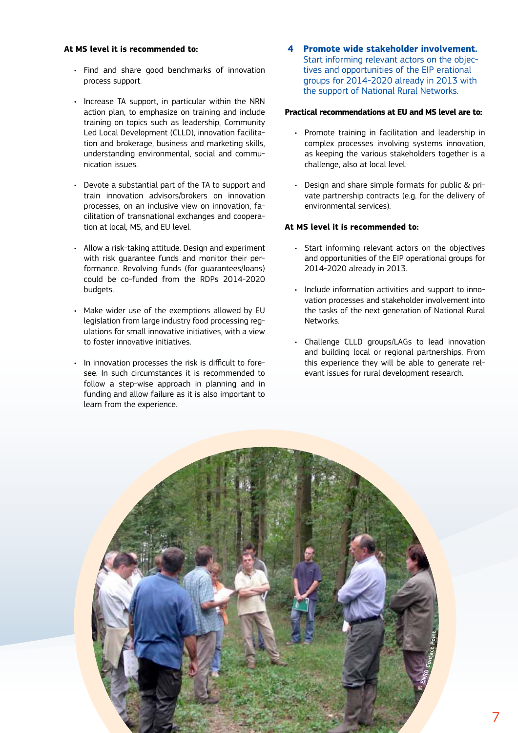**At MS level it is recommended to:**

- Find and share good benchmarks of innovation process support.
- Increase TA support, in particular within the NRN action plan, to emphasize on training and include training on topics such as leadership, Community Led Local Development (CLLD), innovation facilitation and brokerage, business and marketing skills, understanding environmental, social and communication issues.
- Devote a substantial part of the TA to support and train innovation advisors/brokers on innovation processes, on an inclusive view on innovation, facilitation of transnational exchanges and cooperation at local, MS, and EU level.
- Allow a risk-taking attitude. Design and experiment with risk guarantee funds and monitor their performance. Revolving funds (for guarantees/loans) could be co-funded from the RDPs 2014-2020 budgets.
- Make wider use of the exemptions allowed by EU legislation from large industry food processing regulations for small innovative initiatives, with a view to foster innovative initiatives.
- In innovation processes the risk is difficult to foresee. In such circumstances it is recommended to follow a step-wise approach in planning and in funding and allow failure as it is also important to learn from the experience.

## 4 Promote wide stakeholder involvement.

Start informing relevant actors on the objectives and opportunities of the EIP erational groups for 2014-2020 already in 2013 with the support of National Rural Networks.

**Practical recommendations at EU and MS level are to:**

- Promote training in facilitation and leadership in complex processes involving systems innovation, as keeping the various stakeholders together is a challenge, also at local level.
- Design and share simple formats for public & private partnership contracts (e.g. for the delivery of environmental services).

**At MS level it is recommended to:**

- Start informing relevant actors on the objectives and opportunities of the EIP operational groups for 2014-2020 already in 2013.
- Include information activities and support to innovation processes and stakeholder involvement into the tasks of the next generation of National Rural Networks.
- Challenge CLLD groups/LAGs to lead innovation and building local or regional partnerships. From this experience they will be able to generate relevant issues for rural development research.

© ENRD Contact Point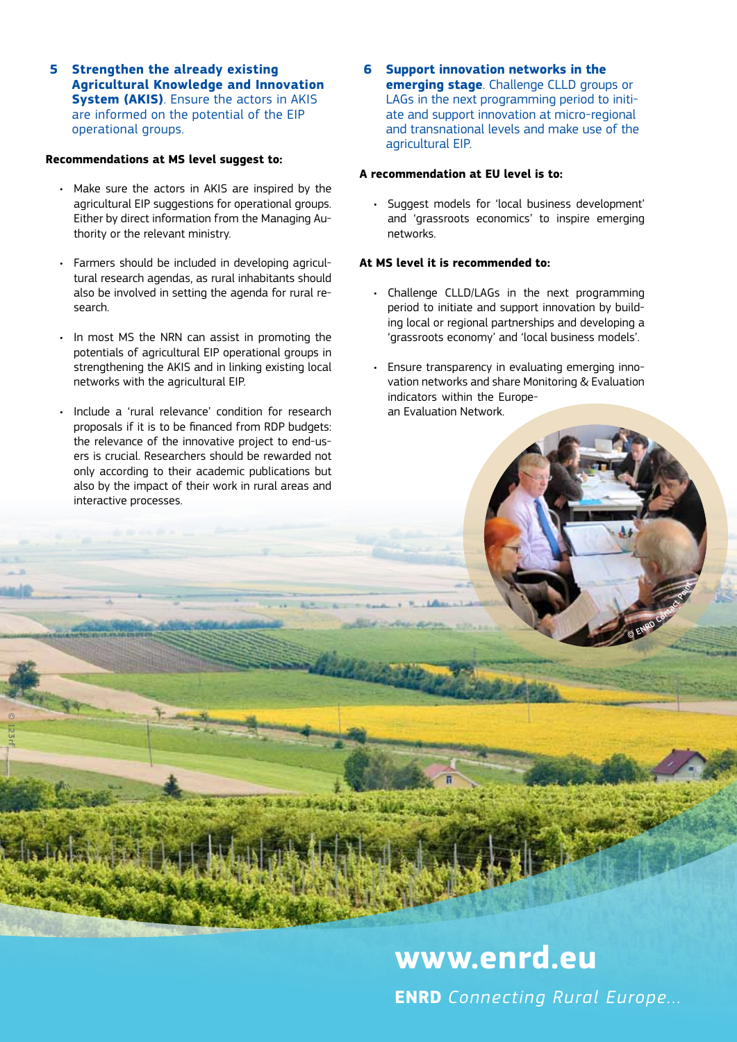**5 Strengthen the already existing Agricultural Knowledge and Innovation System (AKIS)**. Ensure the actors in AKIS are informed on the potential of the EIP operational groups.

**Recommendations at MS level suggest to:**

- Make sure the actors in AKIS are inspired by the agricultural EIP suggestions for operational groups. Either by direct information from the Managing Authority or the relevant ministry.
- Farmers should be included in developing agricultural research agendas, as rural inhabitants should also be involved in setting the agenda for rural research.
- In most MS the NRN can assist in promoting the potentials of agricultural EIP operational groups in strengthening the AKIS and in linking existing local networks with the agricultural EIP.
- Include a 'rural relevance' condition for research proposals if it is to be financed from RDP budgets: the relevance of the innovative project to end-users is crucial. Researchers should be rewarded not only according to their academic publications but also by the impact of their work in rural areas and interactive processes.

**6 Support innovation networks in the emerging stage**. Challenge CLLD groups or LAGs in the next programming period to initiate and support innovation at micro-regional and transnational levels and make use of the agricultural EIP.

**A recommendation at EU level is to:**

- Suggest models for 'local business development' and 'grassroots economics' to inspire emerging networks.

**At MS level it is recommended to:**

- Challenge CLLD/LAGs in the next programming period to initiate and support innovation by building local or regional partnerships and developing a 'grassroots economy' and 'local business models'.
- Ensure transparency in evaluating emerging innovation networks and share Monitoring & Evaluation indicators within the European Evaluation Network.

© ENRD Contact Point

© 123rf

**www.enrd.eu**

**ENRD** *Connecting Rural Europe...*